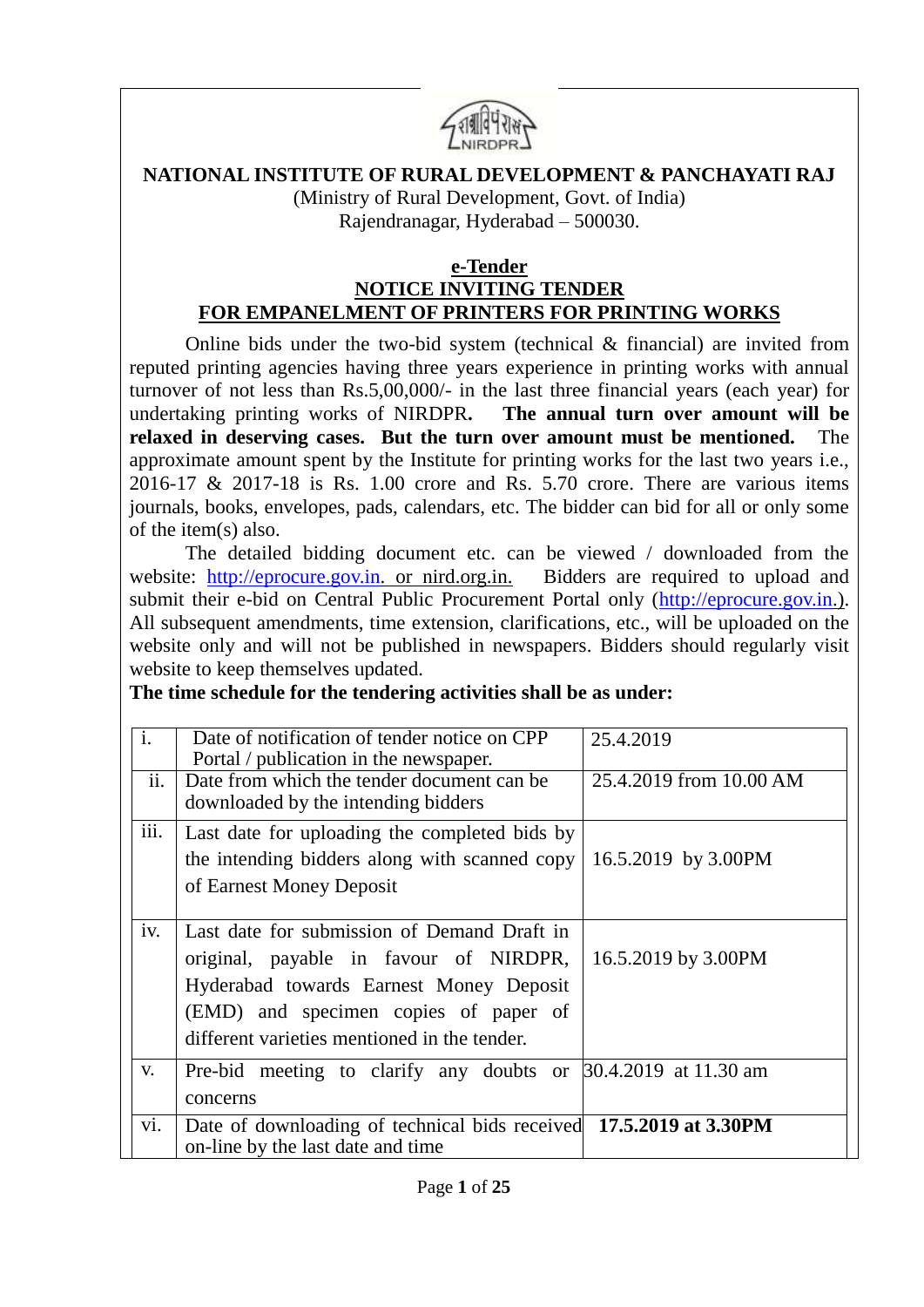# NATIONAL INSTITUTE OF RURAL DEVELOPMENT & PANCHAYATI RAJ

(Ministry of Rural Development, Govt. of India)
Rajendranagar, Hyderabad – 500030.

## e-Tender
## NOTICE INVITING TENDER
## FOR EMPANELMENT OF PRINTERS FOR PRINTING WORKS

Online bids under the two-bid system (technical & financial) are invited from reputed printing agencies having three years experience in printing works with annual turnover of not less than Rs.5,00,000/- in the last three financial years (each year) for undertaking printing works of NIRDPR**.** **The annual turn over amount will be relaxed in deserving cases. But the turn over amount must be mentioned.** The approximate amount spent by the Institute for printing works for the last two years i.e., 2016-17 & 2017-18 is Rs. 1.00 crore and Rs. 5.70 crore. There are various items journals, books, envelopes, pads, calendars, etc. The bidder can bid for all or only some of the item(s) also.

The detailed bidding document etc. can be viewed / downloaded from the website: http://eprocure.gov.in. or nird.org.in. Bidders are required to upload and submit their e-bid on Central Public Procurement Portal only (http://eprocure.gov.in.). All subsequent amendments, time extension, clarifications, etc., will be uploaded on the website only and will not be published in newspapers. Bidders should regularly visit website to keep themselves updated.

**The time schedule for the tendering activities shall be as under:**

| | | |
|---|---|---|
| i. | Date of notification of tender notice on CPP Portal / publication in the newspaper. | 25.4.2019 |
| ii. | Date from which the tender document can be downloaded by the intending bidders | 25.4.2019 from 10.00 AM |
| iii. | Last date for uploading the completed bids by the intending bidders along with scanned copy of Earnest Money Deposit | 16.5.2019 by 3.00PM |
| iv. | Last date for submission of Demand Draft in original, payable in favour of NIRDPR, Hyderabad towards Earnest Money Deposit (EMD) and specimen copies of paper of different varieties mentioned in the tender. | 16.5.2019 by 3.00PM |
| v. | Pre-bid meeting to clarify any doubts or concerns | 30.4.2019 at 11.30 am |
| vi. | Date of downloading of technical bids received on-line by the last date and time | **17.5.2019 at 3.30PM** |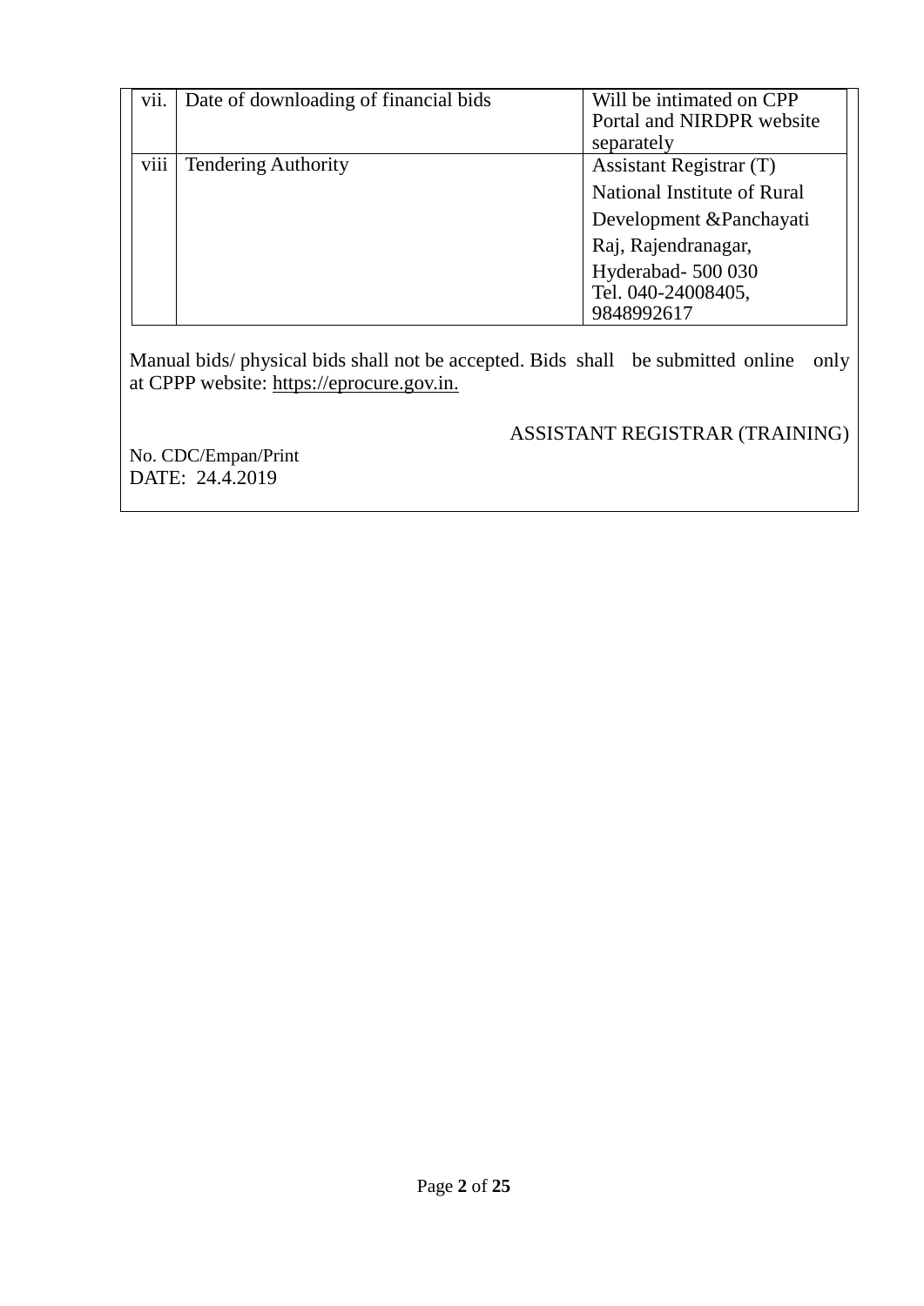| | | |
|---|---|---|
| vii. | Date of downloading of financial bids | Will be intimated on CPP Portal and NIRDPR website separately |
| viii | Tendering Authority | Assistant Registrar (T)<br>National Institute of Rural Development &Panchayati Raj, Rajendranagar,<br>Hyderabad- 500 030<br>Tel. 040-24008405, 9848992617 |

Manual bids/ physical bids shall not be accepted. Bids shall be submitted online only at CPPP website: https://eprocure.gov.in.

ASSISTANT REGISTRAR (TRAINING)

No. CDC/Empan/Print
DATE: 24.4.2019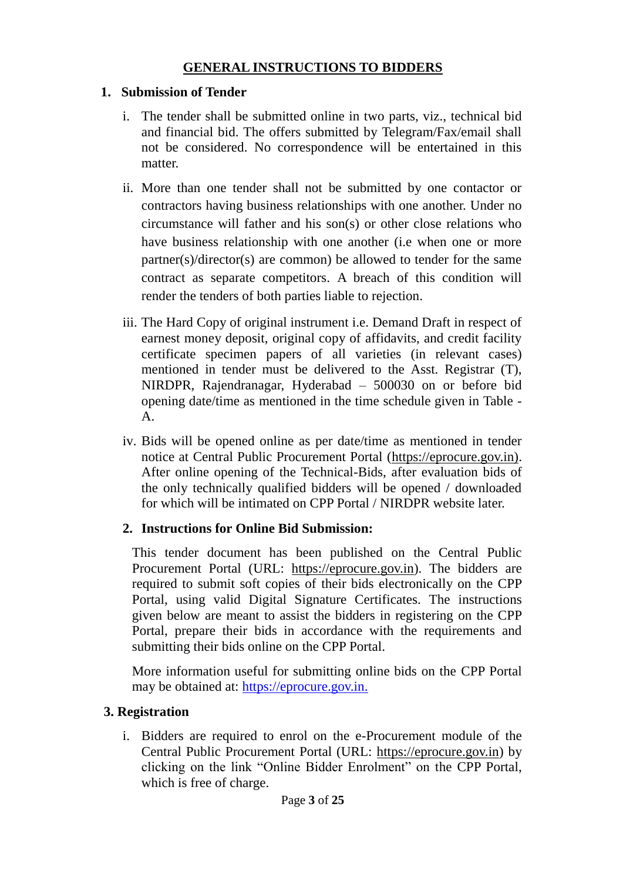## GENERAL INSTRUCTIONS TO BIDDERS

**1. Submission of Tender**

i. The tender shall be submitted online in two parts, viz., technical bid and financial bid. The offers submitted by Telegram/Fax/email shall not be considered. No correspondence will be entertained in this matter.

ii. More than one tender shall not be submitted by one contactor or contractors having business relationships with one another. Under no circumstance will father and his son(s) or other close relations who have business relationship with one another (i.e when one or more partner(s)/director(s) are common) be allowed to tender for the same contract as separate competitors. A breach of this condition will render the tenders of both parties liable to rejection.

iii. The Hard Copy of original instrument i.e. Demand Draft in respect of earnest money deposit, original copy of affidavits, and credit facility certificate specimen papers of all varieties (in relevant cases) mentioned in tender must be delivered to the Asst. Registrar (T), NIRDPR, Rajendranagar, Hyderabad – 500030 on or before bid opening date/time as mentioned in the time schedule given in Table - A.

iv. Bids will be opened online as per date/time as mentioned in tender notice at Central Public Procurement Portal (https://eprocure.gov.in). After online opening of the Technical-Bids, after evaluation bids of the only technically qualified bidders will be opened / downloaded for which will be intimated on CPP Portal / NIRDPR website later.

**2. Instructions for Online Bid Submission:**

This tender document has been published on the Central Public Procurement Portal (URL: https://eprocure.gov.in). The bidders are required to submit soft copies of their bids electronically on the CPP Portal, using valid Digital Signature Certificates. The instructions given below are meant to assist the bidders in registering on the CPP Portal, prepare their bids in accordance with the requirements and submitting their bids online on the CPP Portal.

More information useful for submitting online bids on the CPP Portal may be obtained at: https://eprocure.gov.in.

**3. Registration**

i. Bidders are required to enrol on the e-Procurement module of the Central Public Procurement Portal (URL: https://eprocure.gov.in) by clicking on the link "Online Bidder Enrolment" on the CPP Portal, which is free of charge.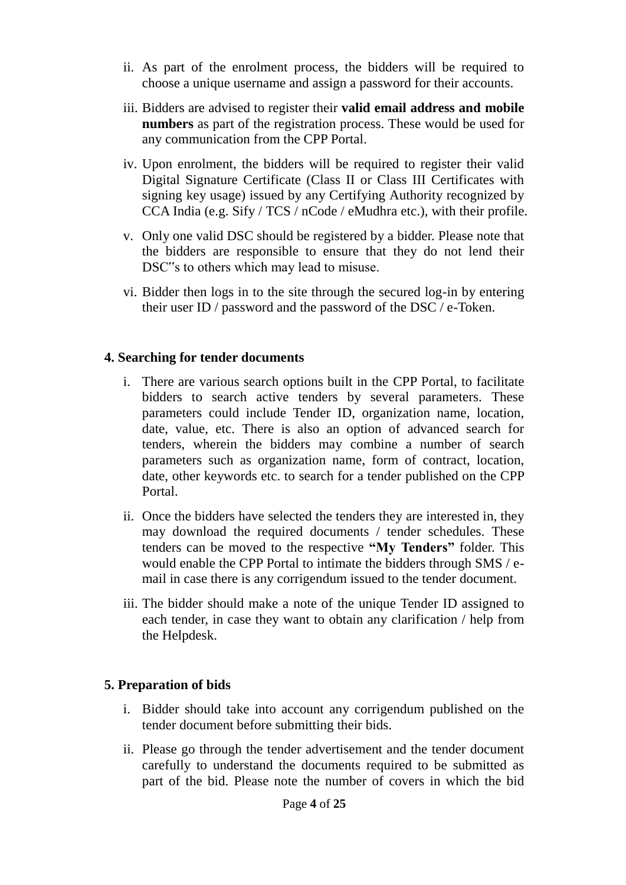ii. As part of the enrolment process, the bidders will be required to choose a unique username and assign a password for their accounts.

iii. Bidders are advised to register their **valid email address and mobile numbers** as part of the registration process. These would be used for any communication from the CPP Portal.

iv. Upon enrolment, the bidders will be required to register their valid Digital Signature Certificate (Class II or Class III Certificates with signing key usage) issued by any Certifying Authority recognized by CCA India (e.g. Sify / TCS / nCode / eMudhra etc.), with their profile.

v. Only one valid DSC should be registered by a bidder. Please note that the bidders are responsible to ensure that they do not lend their DSC"s to others which may lead to misuse.

vi. Bidder then logs in to the site through the secured log-in by entering their user ID / password and the password of the DSC / e-Token.

**4. Searching for tender documents**

i. There are various search options built in the CPP Portal, to facilitate bidders to search active tenders by several parameters. These parameters could include Tender ID, organization name, location, date, value, etc. There is also an option of advanced search for tenders, wherein the bidders may combine a number of search parameters such as organization name, form of contract, location, date, other keywords etc. to search for a tender published on the CPP Portal.

ii. Once the bidders have selected the tenders they are interested in, they may download the required documents / tender schedules. These tenders can be moved to the respective **"My Tenders"** folder. This would enable the CPP Portal to intimate the bidders through SMS / e-mail in case there is any corrigendum issued to the tender document.

iii. The bidder should make a note of the unique Tender ID assigned to each tender, in case they want to obtain any clarification / help from the Helpdesk.

**5. Preparation of bids**

i. Bidder should take into account any corrigendum published on the tender document before submitting their bids.

ii. Please go through the tender advertisement and the tender document carefully to understand the documents required to be submitted as part of the bid. Please note the number of covers in which the bid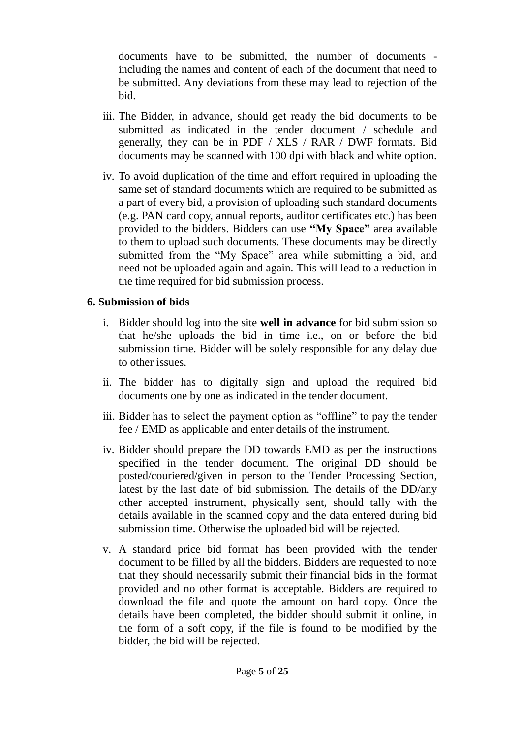documents have to be submitted, the number of documents - including the names and content of each of the document that need to be submitted. Any deviations from these may lead to rejection of the bid.

iii. The Bidder, in advance, should get ready the bid documents to be submitted as indicated in the tender document / schedule and generally, they can be in PDF / XLS / RAR / DWF formats. Bid documents may be scanned with 100 dpi with black and white option.

iv. To avoid duplication of the time and effort required in uploading the same set of standard documents which are required to be submitted as a part of every bid, a provision of uploading such standard documents (e.g. PAN card copy, annual reports, auditor certificates etc.) has been provided to the bidders. Bidders can use **"My Space"** area available to them to upload such documents. These documents may be directly submitted from the "My Space" area while submitting a bid, and need not be uploaded again and again. This will lead to a reduction in the time required for bid submission process.

### 6. Submission of bids

i. Bidder should log into the site **well in advance** for bid submission so that he/she uploads the bid in time i.e., on or before the bid submission time. Bidder will be solely responsible for any delay due to other issues.

ii. The bidder has to digitally sign and upload the required bid documents one by one as indicated in the tender document.

iii. Bidder has to select the payment option as "offline" to pay the tender fee / EMD as applicable and enter details of the instrument.

iv. Bidder should prepare the DD towards EMD as per the instructions specified in the tender document. The original DD should be posted/couriered/given in person to the Tender Processing Section, latest by the last date of bid submission. The details of the DD/any other accepted instrument, physically sent, should tally with the details available in the scanned copy and the data entered during bid submission time. Otherwise the uploaded bid will be rejected.

v. A standard price bid format has been provided with the tender document to be filled by all the bidders. Bidders are requested to note that they should necessarily submit their financial bids in the format provided and no other format is acceptable. Bidders are required to download the file and quote the amount on hard copy. Once the details have been completed, the bidder should submit it online, in the form of a soft copy, if the file is found to be modified by the bidder, the bid will be rejected.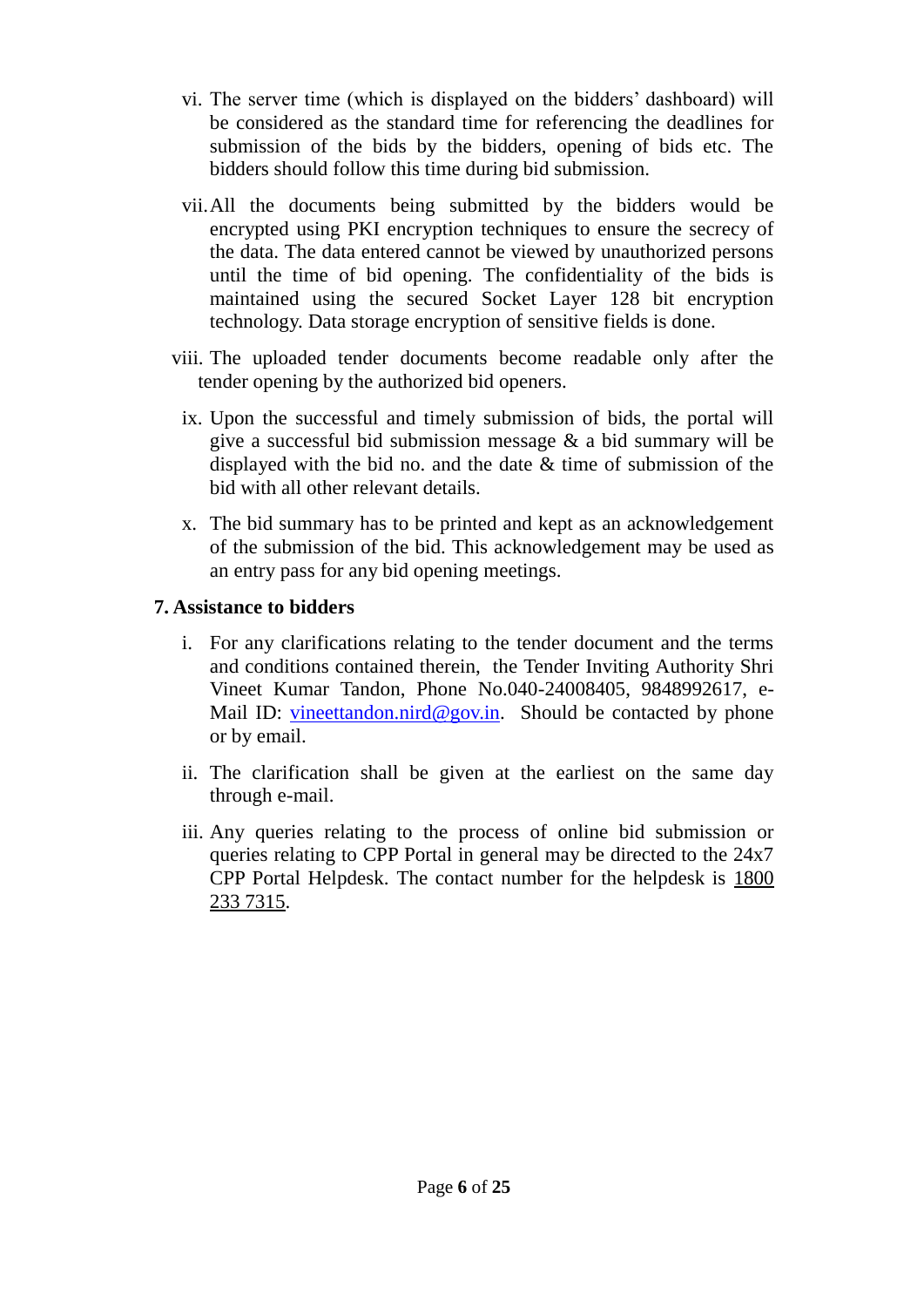vi. The server time (which is displayed on the bidders' dashboard) will be considered as the standard time for referencing the deadlines for submission of the bids by the bidders, opening of bids etc. The bidders should follow this time during bid submission.

vii. All the documents being submitted by the bidders would be encrypted using PKI encryption techniques to ensure the secrecy of the data. The data entered cannot be viewed by unauthorized persons until the time of bid opening. The confidentiality of the bids is maintained using the secured Socket Layer 128 bit encryption technology. Data storage encryption of sensitive fields is done.

viii. The uploaded tender documents become readable only after the tender opening by the authorized bid openers.

ix. Upon the successful and timely submission of bids, the portal will give a successful bid submission message & a bid summary will be displayed with the bid no. and the date & time of submission of the bid with all other relevant details.

x. The bid summary has to be printed and kept as an acknowledgement of the submission of the bid. This acknowledgement may be used as an entry pass for any bid opening meetings.

**7. Assistance to bidders**

i. For any clarifications relating to the tender document and the terms and conditions contained therein, the Tender Inviting Authority Shri Vineet Kumar Tandon, Phone No.040-24008405, 9848992617, e-Mail ID: vineettandon.nird@gov.in. Should be contacted by phone or by email.

ii. The clarification shall be given at the earliest on the same day through e-mail.

iii. Any queries relating to the process of online bid submission or queries relating to CPP Portal in general may be directed to the 24x7 CPP Portal Helpdesk. The contact number for the helpdesk is 1800 233 7315.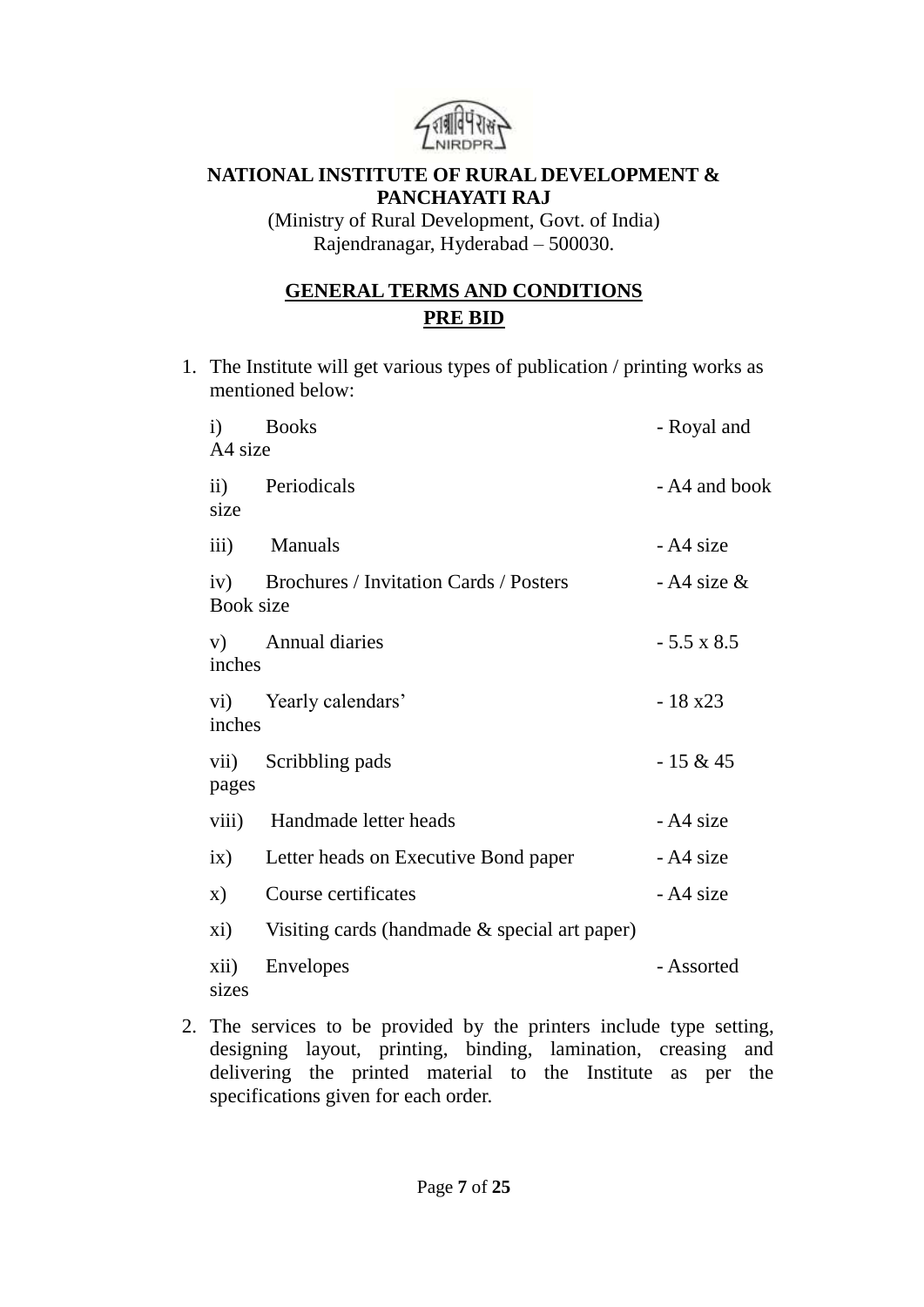**NATIONAL INSTITUTE OF RURAL DEVELOPMENT & PANCHAYATI RAJ**

(Ministry of Rural Development, Govt. of India)
Rajendranagar, Hyderabad – 500030.

## GENERAL TERMS AND CONDITIONS
## PRE BID

1. The Institute will get various types of publication / printing works as mentioned below:

| | | |
|---|---|---|
| i) | Books | - Royal and A4 size |
| ii) | Periodicals | - A4 and book size |
| iii) | Manuals | - A4 size |
| iv) | Brochures / Invitation Cards / Posters | - A4 size & Book size |
| v) | Annual diaries | - 5.5 x 8.5 inches |
| vi) | Yearly calendars' | - 18 x23 inches |
| vii) | Scribbling pads | - 15 & 45 pages |
| viii) | Handmade letter heads | - A4 size |
| ix) | Letter heads on Executive Bond paper | - A4 size |
| x) | Course certificates | - A4 size |
| xi) | Visiting cards (handmade & special art paper) | |
| xii) | Envelopes | - Assorted sizes |

2. The services to be provided by the printers include type setting, designing layout, printing, binding, lamination, creasing and delivering the printed material to the Institute as per the specifications given for each order.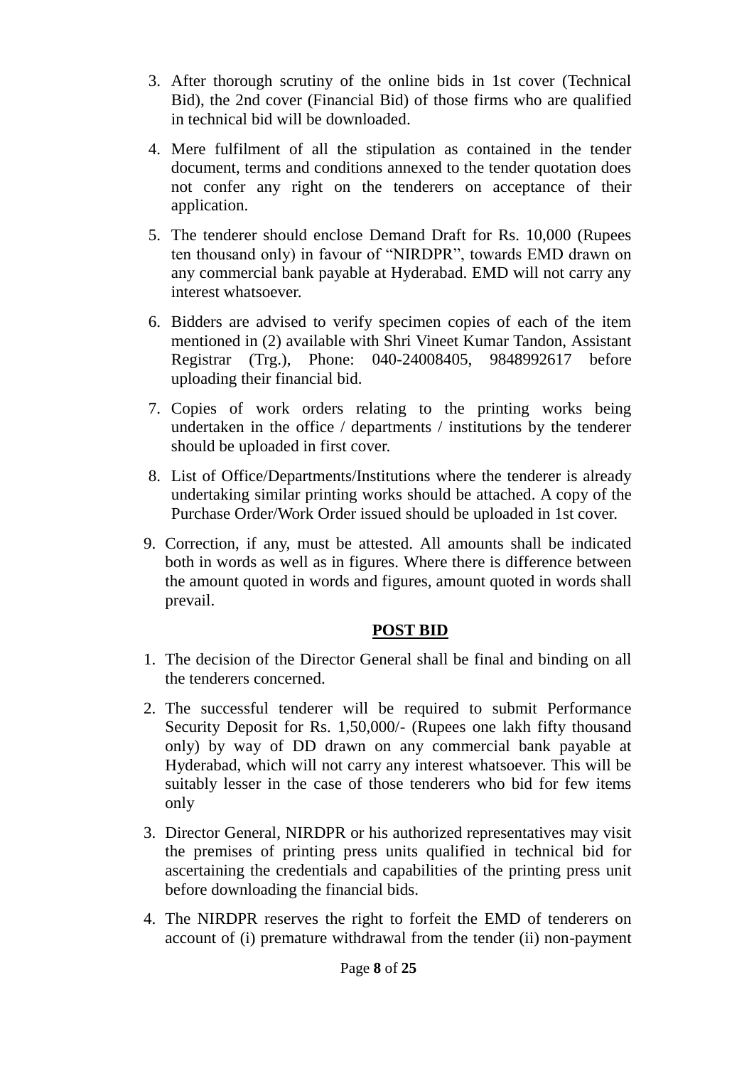3. After thorough scrutiny of the online bids in 1st cover (Technical Bid), the 2nd cover (Financial Bid) of those firms who are qualified in technical bid will be downloaded.
4. Mere fulfilment of all the stipulation as contained in the tender document, terms and conditions annexed to the tender quotation does not confer any right on the tenderers on acceptance of their application.
5. The tenderer should enclose Demand Draft for Rs. 10,000 (Rupees ten thousand only) in favour of "NIRDPR", towards EMD drawn on any commercial bank payable at Hyderabad. EMD will not carry any interest whatsoever.
6. Bidders are advised to verify specimen copies of each of the item mentioned in (2) available with Shri Vineet Kumar Tandon, Assistant Registrar (Trg.), Phone: 040-24008405, 9848992617 before uploading their financial bid.
7. Copies of work orders relating to the printing works being undertaken in the office / departments / institutions by the tenderer should be uploaded in first cover.
8. List of Office/Departments/Institutions where the tenderer is already undertaking similar printing works should be attached. A copy of the Purchase Order/Work Order issued should be uploaded in 1st cover.
9. Correction, if any, must be attested. All amounts shall be indicated both in words as well as in figures. Where there is difference between the amount quoted in words and figures, amount quoted in words shall prevail.

## POST BID

1. The decision of the Director General shall be final and binding on all the tenderers concerned.
2. The successful tenderer will be required to submit Performance Security Deposit for Rs. 1,50,000/- (Rupees one lakh fifty thousand only) by way of DD drawn on any commercial bank payable at Hyderabad, which will not carry any interest whatsoever. This will be suitably lesser in the case of those tenderers who bid for few items only
3. Director General, NIRDPR or his authorized representatives may visit the premises of printing press units qualified in technical bid for ascertaining the credentials and capabilities of the printing press unit before downloading the financial bids.
4. The NIRDPR reserves the right to forfeit the EMD of tenderers on account of (i) premature withdrawal from the tender (ii) non-payment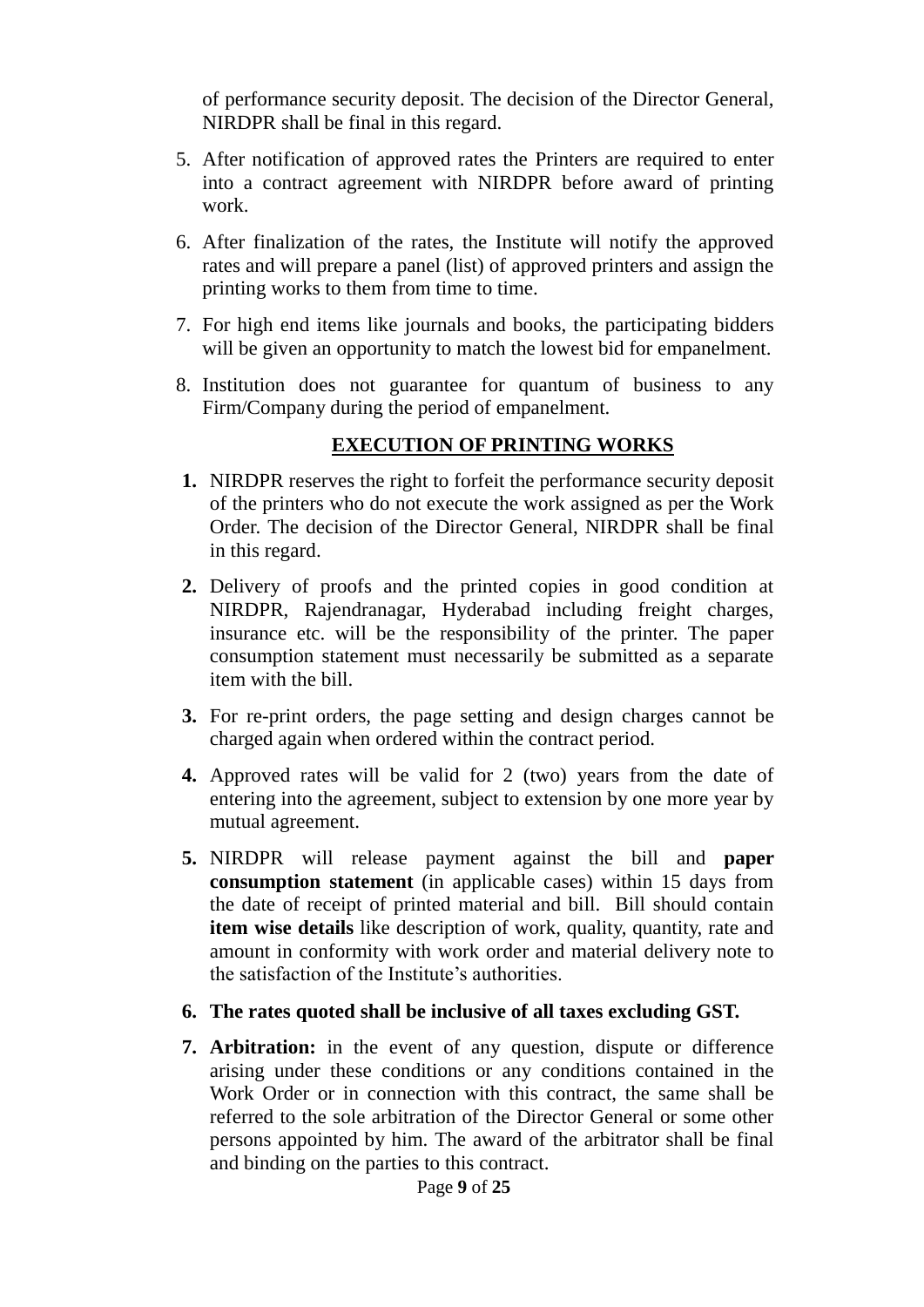of performance security deposit. The decision of the Director General, NIRDPR shall be final in this regard.

5. After notification of approved rates the Printers are required to enter into a contract agreement with NIRDPR before award of printing work.
6. After finalization of the rates, the Institute will notify the approved rates and will prepare a panel (list) of approved printers and assign the printing works to them from time to time.
7. For high end items like journals and books, the participating bidders will be given an opportunity to match the lowest bid for empanelment.
8. Institution does not guarantee for quantum of business to any Firm/Company during the period of empanelment.

## **EXECUTION OF PRINTING WORKS**

**1.** NIRDPR reserves the right to forfeit the performance security deposit of the printers who do not execute the work assigned as per the Work Order. The decision of the Director General, NIRDPR shall be final in this regard.

**2.** Delivery of proofs and the printed copies in good condition at NIRDPR, Rajendranagar, Hyderabad including freight charges, insurance etc. will be the responsibility of the printer. The paper consumption statement must necessarily be submitted as a separate item with the bill.

**3.** For re-print orders, the page setting and design charges cannot be charged again when ordered within the contract period.

**4.** Approved rates will be valid for 2 (two) years from the date of entering into the agreement, subject to extension by one more year by mutual agreement.

**5.** NIRDPR will release payment against the bill and **paper consumption statement** (in applicable cases) within 15 days from the date of receipt of printed material and bill. Bill should contain **item wise details** like description of work, quality, quantity, rate and amount in conformity with work order and material delivery note to the satisfaction of the Institute's authorities.

**6. The rates quoted shall be inclusive of all taxes excluding GST.**

**7. Arbitration:** in the event of any question, dispute or difference arising under these conditions or any conditions contained in the Work Order or in connection with this contract, the same shall be referred to the sole arbitration of the Director General or some other persons appointed by him. The award of the arbitrator shall be final and binding on the parties to this contract.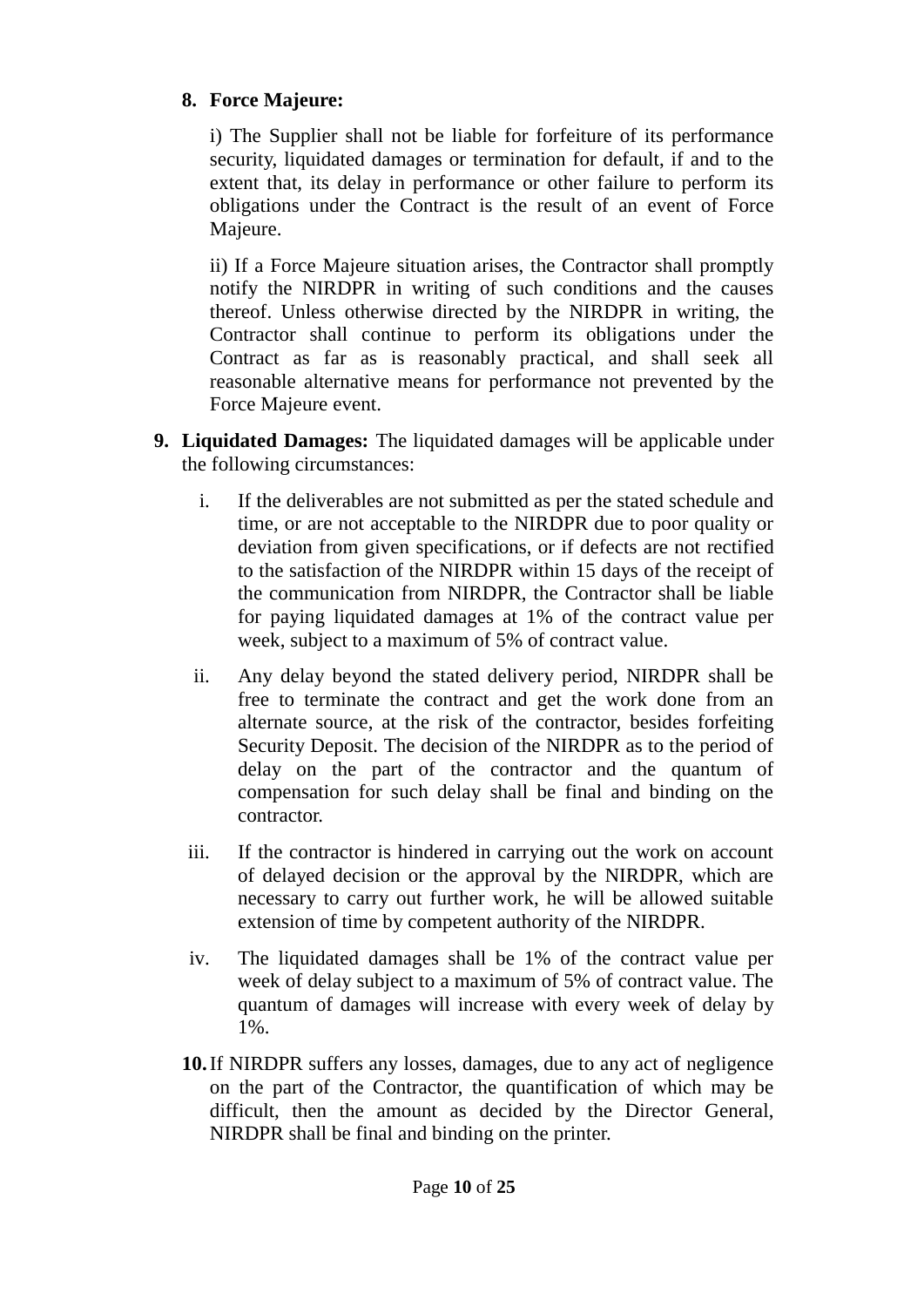8. **Force Majeure:**

   i) The Supplier shall not be liable for forfeiture of its performance security, liquidated damages or termination for default, if and to the extent that, its delay in performance or other failure to perform its obligations under the Contract is the result of an event of Force Majeure.

   ii) If a Force Majeure situation arises, the Contractor shall promptly notify the NIRDPR in writing of such conditions and the causes thereof. Unless otherwise directed by the NIRDPR in writing, the Contractor shall continue to perform its obligations under the Contract as far as is reasonably practical, and shall seek all reasonable alternative means for performance not prevented by the Force Majeure event.

9. **Liquidated Damages:** The liquidated damages will be applicable under the following circumstances:

   i. If the deliverables are not submitted as per the stated schedule and time, or are not acceptable to the NIRDPR due to poor quality or deviation from given specifications, or if defects are not rectified to the satisfaction of the NIRDPR within 15 days of the receipt of the communication from NIRDPR, the Contractor shall be liable for paying liquidated damages at 1% of the contract value per week, subject to a maximum of 5% of contract value.

   ii. Any delay beyond the stated delivery period, NIRDPR shall be free to terminate the contract and get the work done from an alternate source, at the risk of the contractor, besides forfeiting Security Deposit. The decision of the NIRDPR as to the period of delay on the part of the contractor and the quantum of compensation for such delay shall be final and binding on the contractor.

   iii. If the contractor is hindered in carrying out the work on account of delayed decision or the approval by the NIRDPR, which are necessary to carry out further work, he will be allowed suitable extension of time by competent authority of the NIRDPR.

   iv. The liquidated damages shall be 1% of the contract value per week of delay subject to a maximum of 5% of contract value. The quantum of damages will increase with every week of delay by 1%.

10. If NIRDPR suffers any losses, damages, due to any act of negligence on the part of the Contractor, the quantification of which may be difficult, then the amount as decided by the Director General, NIRDPR shall be final and binding on the printer.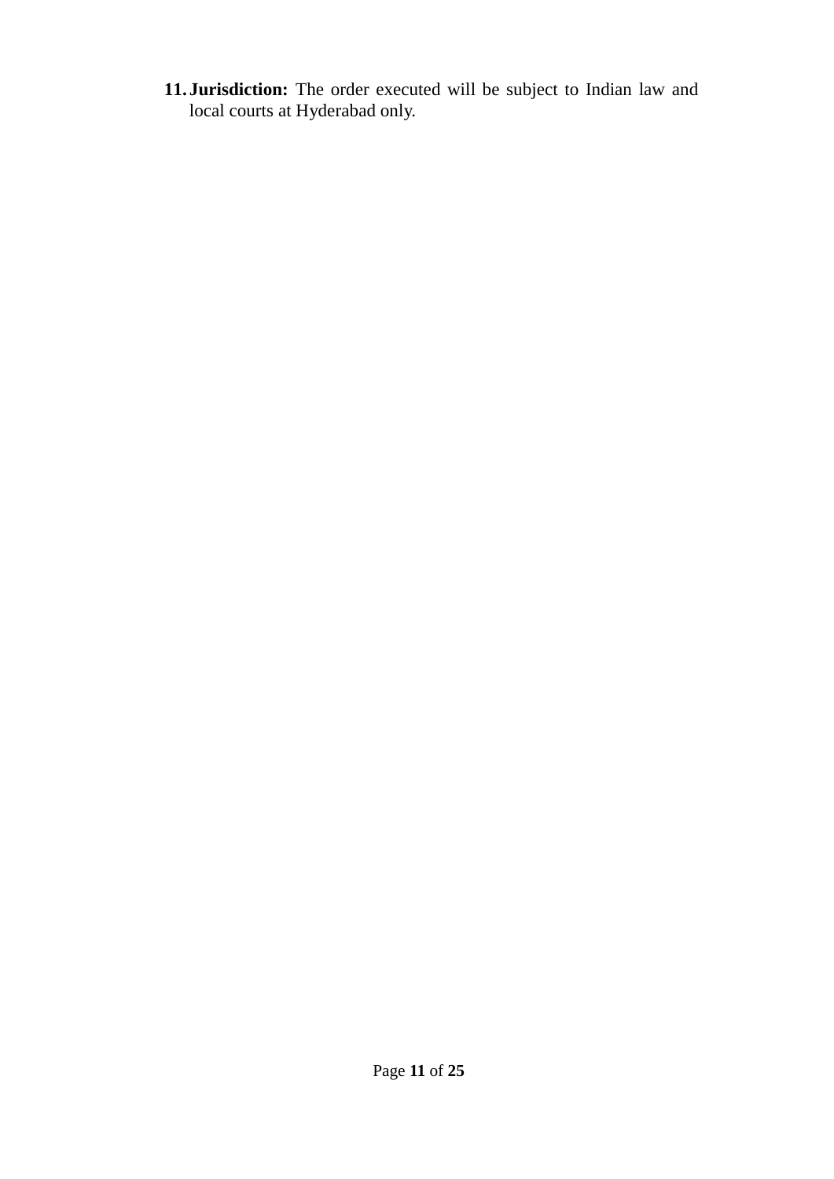11. **Jurisdiction:** The order executed will be subject to Indian law and local courts at Hyderabad only.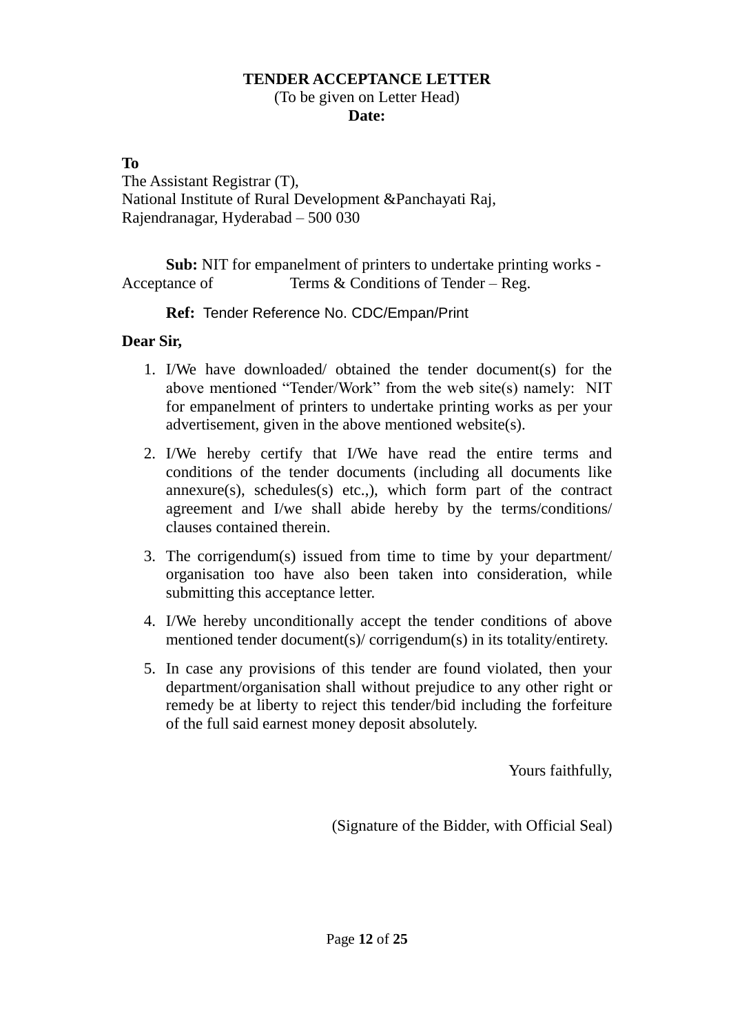**TENDER ACCEPTANCE LETTER**

(To be given on Letter Head)

**Date:**

**To**

The Assistant Registrar (T),
National Institute of Rural Development &Panchayati Raj,
Rajendranagar, Hyderabad – 500 030

**Sub:** NIT for empanelment of printers to undertake printing works - Acceptance of Terms & Conditions of Tender – Reg.

**Ref:** Tender Reference No. CDC/Empan/Print

**Dear Sir,**

1. I/We have downloaded/ obtained the tender document(s) for the above mentioned "Tender/Work" from the web site(s) namely: NIT for empanelment of printers to undertake printing works as per your advertisement, given in the above mentioned website(s).

2. I/We hereby certify that I/We have read the entire terms and conditions of the tender documents (including all documents like annexure(s), schedules(s) etc.,), which form part of the contract agreement and I/we shall abide hereby by the terms/conditions/ clauses contained therein.

3. The corrigendum(s) issued from time to time by your department/ organisation too have also been taken into consideration, while submitting this acceptance letter.

4. I/We hereby unconditionally accept the tender conditions of above mentioned tender document(s)/ corrigendum(s) in its totality/entirety.

5. In case any provisions of this tender are found violated, then your department/organisation shall without prejudice to any other right or remedy be at liberty to reject this tender/bid including the forfeiture of the full said earnest money deposit absolutely.

Yours faithfully,

(Signature of the Bidder, with Official Seal)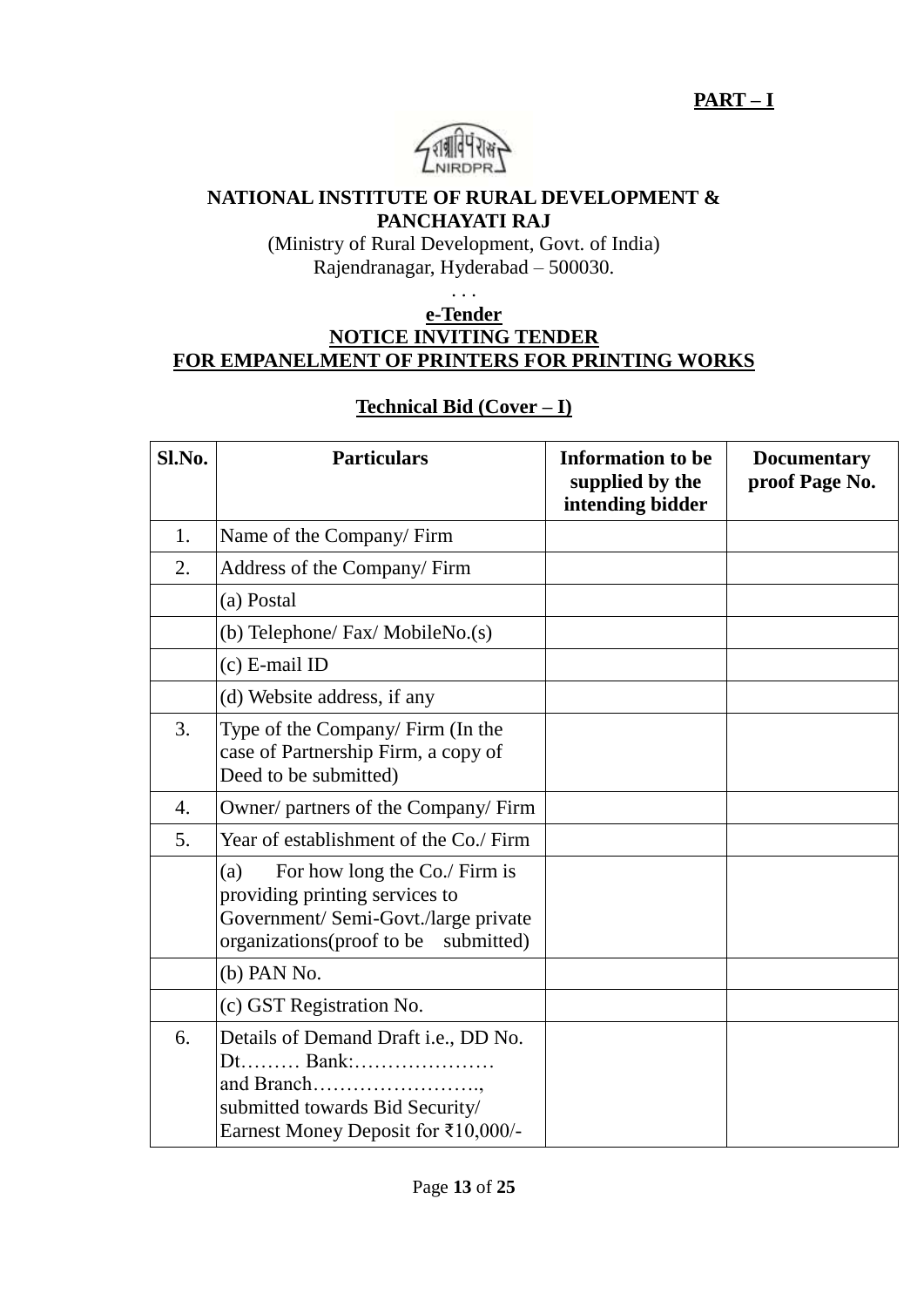**PART – I**

**NATIONAL INSTITUTE OF RURAL DEVELOPMENT & PANCHAYATI RAJ**

(Ministry of Rural Development, Govt. of India)
Rajendranagar, Hyderabad – 500030.

. . .

**e-Tender**

**NOTICE INVITING TENDER**

**FOR EMPANELMENT OF PRINTERS FOR PRINTING WORKS**

**Technical Bid (Cover – I)**

| Sl.No. | Particulars | Information to be supplied by the intending bidder | Documentary proof Page No. |
|---|---|---|---|
| 1. | Name of the Company/ Firm | | |
| 2. | Address of the Company/ Firm | | |
| | (a) Postal | | |
| | (b) Telephone/ Fax/ MobileNo.(s) | | |
| | (c) E-mail ID | | |
| | (d) Website address, if any | | |
| 3. | Type of the Company/ Firm (In the case of Partnership Firm, a copy of Deed to be submitted) | | |
| 4. | Owner/ partners of the Company/ Firm | | |
| 5. | Year of establishment of the Co./ Firm | | |
| | (a) For how long the Co./ Firm is providing printing services to Government/ Semi-Govt./large private organizations(proof to be submitted) | | |
| | (b) PAN No. | | |
| | (c) GST Registration No. | | |
| 6. | Details of Demand Draft i.e., DD No. Dt……… Bank:………………… and Branch……………………., submitted towards Bid Security/ Earnest Money Deposit for ₹10,000/- | | |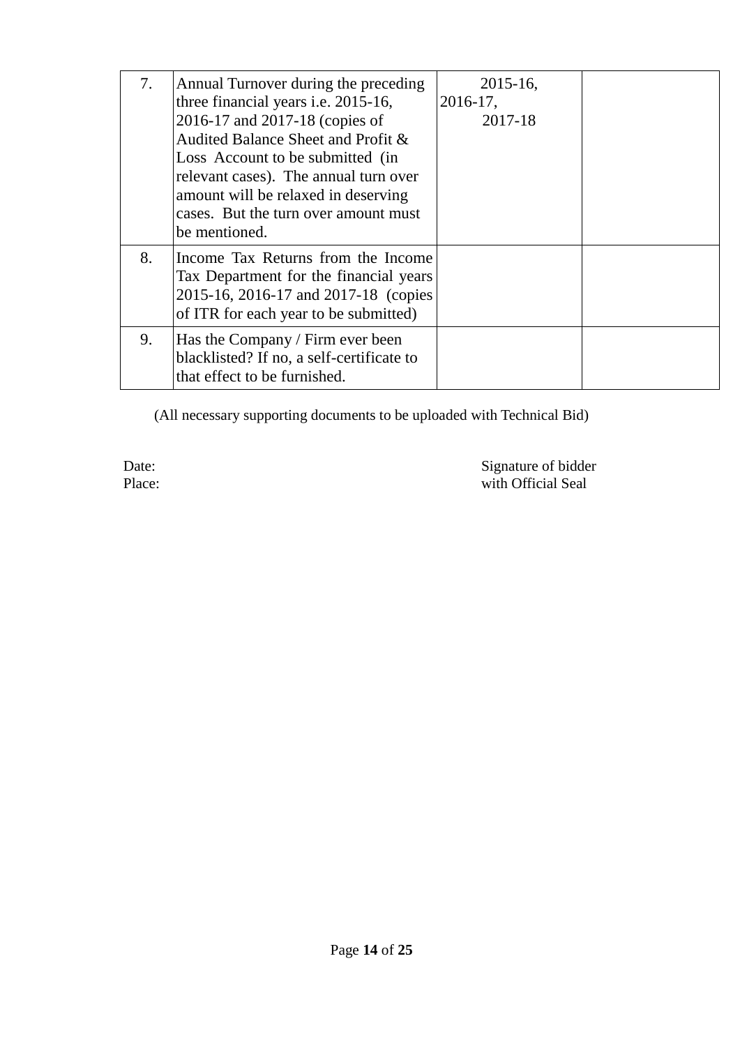| 7. | Annual Turnover during the preceding three financial years i.e. 2015-16, 2016-17 and 2017-18 (copies of Audited Balance Sheet and Profit & Loss Account to be submitted (in relevant cases). The annual turn over amount will be relaxed in deserving cases. But the turn over amount must be mentioned. | 2015-16, 2016-17, 2017-18 | |
|---|---|---|---|
| 8. | Income Tax Returns from the Income Tax Department for the financial years 2015-16, 2016-17 and 2017-18 (copies of ITR for each year to be submitted) | | |
| 9. | Has the Company / Firm ever been blacklisted? If no, a self-certificate to that effect to be furnished. | | |

(All necessary supporting documents to be uploaded with Technical Bid)

Date:
Place:

Signature of bidder
with Official Seal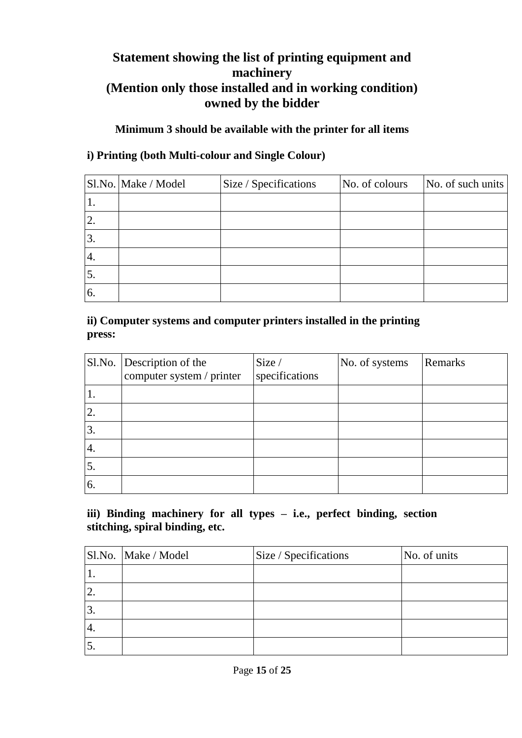## Statement showing the list of printing equipment and machinery
## (Mention only those installed and in working condition) owned by the bidder

**Minimum 3 should be available with the printer for all items**

**i) Printing (both Multi-colour and Single Colour)**

| Sl.No. | Make / Model | Size / Specifications | No. of colours | No. of such units |
|---|---|---|---|---|
| 1. | | | | |
| 2. | | | | |
| 3. | | | | |
| 4. | | | | |
| 5. | | | | |
| 6. | | | | |

**ii) Computer systems and computer printers installed in the printing press:**

| Sl.No. | Description of the computer system / printer | Size / specifications | No. of systems | Remarks |
|---|---|---|---|---|
| 1. | | | | |
| 2. | | | | |
| 3. | | | | |
| 4. | | | | |
| 5. | | | | |
| 6. | | | | |

**iii) Binding machinery for all types – i.e., perfect binding, section stitching, spiral binding, etc.**

| Sl.No. | Make / Model | Size / Specifications | No. of units |
|---|---|---|---|
| 1. | | | |
| 2. | | | |
| 3. | | | |
| 4. | | | |
| 5. | | | |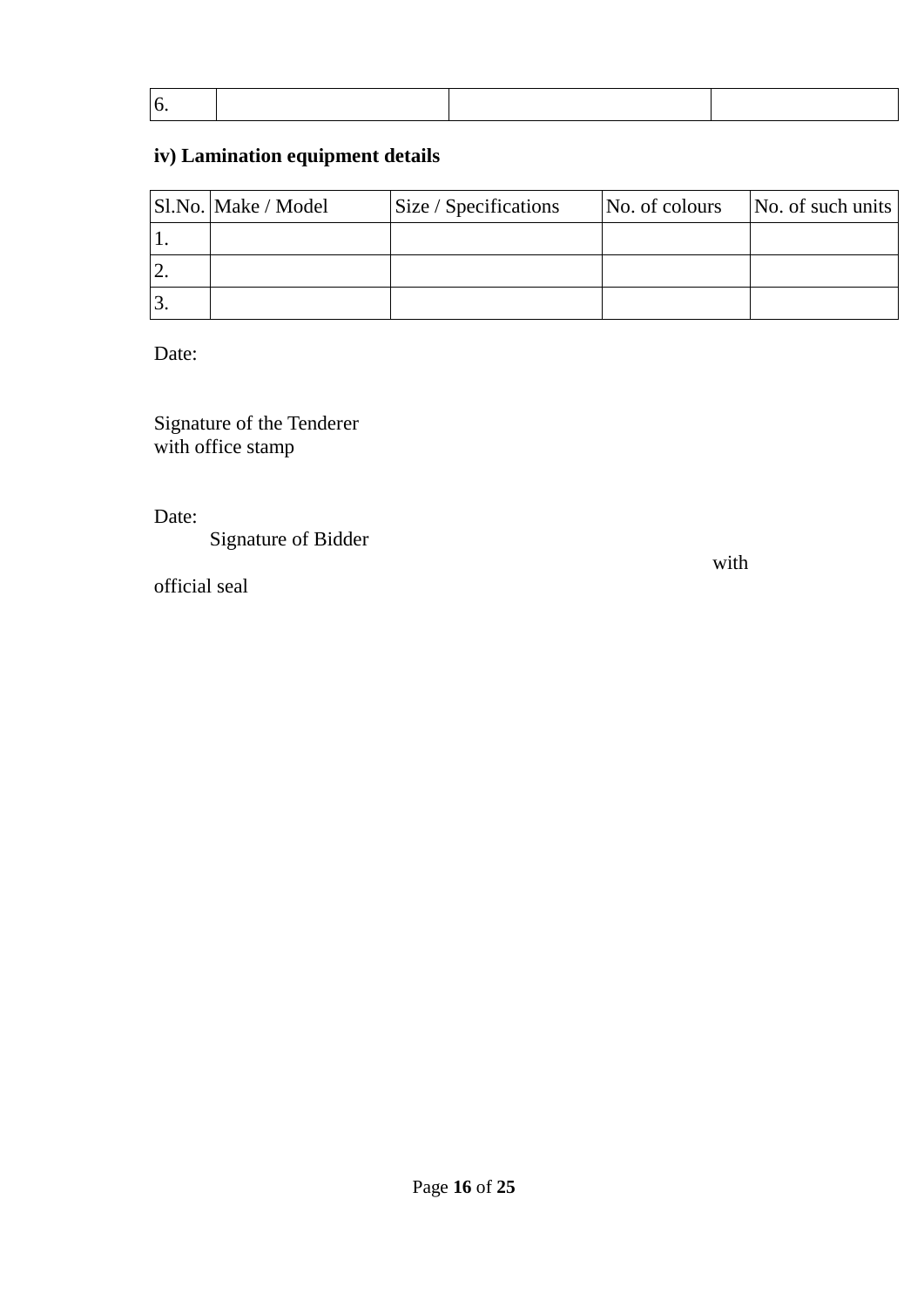| 6. | | | |
|---|---|---|---|

**iv) Lamination equipment details**

| Sl.No. | Make / Model | Size / Specifications | No. of colours | No. of such units |
|---|---|---|---|---|
| 1. | | | | |
| 2. | | | | |
| 3. | | | | |

Date:

Signature of the Tenderer
with office stamp

Date:
Signature of Bidder
with
official seal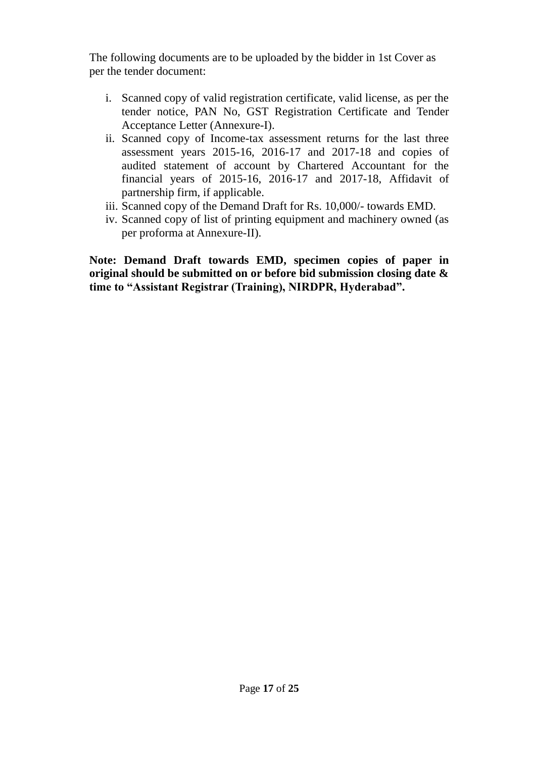The following documents are to be uploaded by the bidder in 1st Cover as per the tender document:

i. Scanned copy of valid registration certificate, valid license, as per the tender notice, PAN No, GST Registration Certificate and Tender Acceptance Letter (Annexure-I).
ii. Scanned copy of Income-tax assessment returns for the last three assessment years 2015-16, 2016-17 and 2017-18 and copies of audited statement of account by Chartered Accountant for the financial years of 2015-16, 2016-17 and 2017-18, Affidavit of partnership firm, if applicable.
iii. Scanned copy of the Demand Draft for Rs. 10,000/- towards EMD.
iv. Scanned copy of list of printing equipment and machinery owned (as per proforma at Annexure-II).

**Note: Demand Draft towards EMD, specimen copies of paper in original should be submitted on or before bid submission closing date & time to "Assistant Registrar (Training), NIRDPR, Hyderabad".**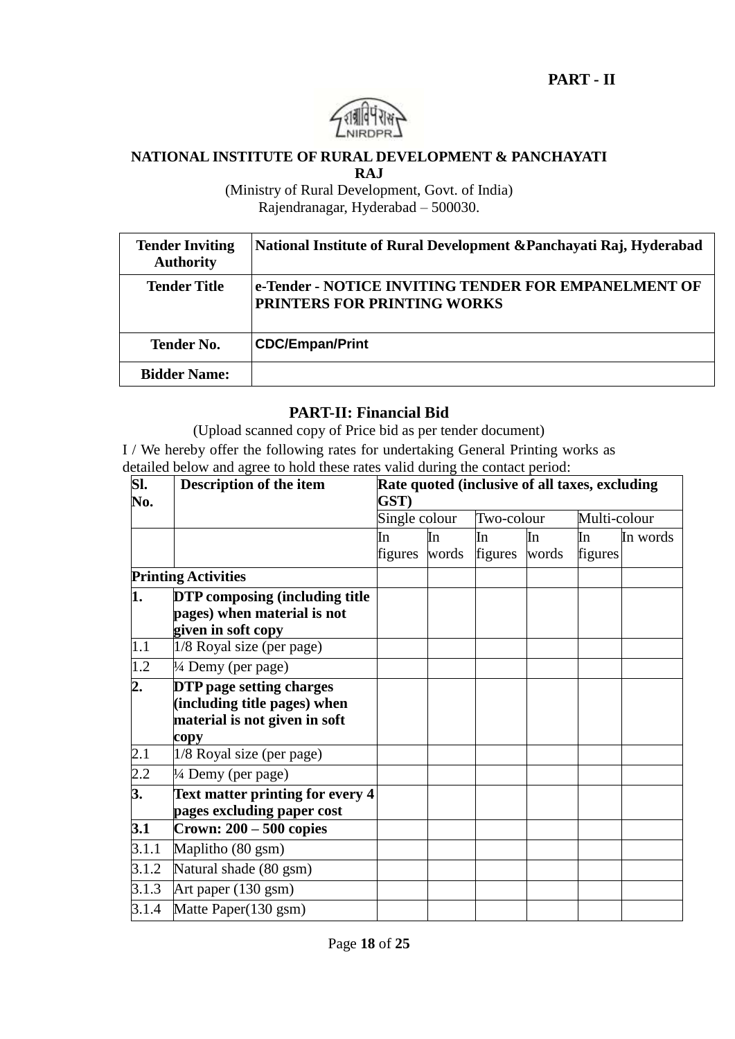**PART - II**

**NATIONAL INSTITUTE OF RURAL DEVELOPMENT & PANCHAYATI RAJ**

(Ministry of Rural Development, Govt. of India)
Rajendranagar, Hyderabad – 500030.

| **Tender Inviting Authority** | **National Institute of Rural Development &Panchayati Raj, Hyderabad** |
|---|---|
| **Tender Title** | **e-Tender - NOTICE INVITING TENDER FOR EMPANELMENT OF PRINTERS FOR PRINTING WORKS** |
| **Tender No.** | **CDC/Empan/Print** |
| **Bidder Name:** | |

## PART-II: Financial Bid

(Upload scanned copy of Price bid as per tender document)

I / We hereby offer the following rates for undertaking General Printing works as detailed below and agree to hold these rates valid during the contact period:

| **Sl. No.** | **Description of the item** | **Rate quoted (inclusive of all taxes, excluding GST)** | | | | | |
|---|---|---|---|---|---|---|---|
| | | Single colour | | Two-colour | | Multi-colour | |
| | | In figures | In words | In figures | In words | In figures | In words |
| **Printing Activities** | | | | | | | |
| **1.** | **DTP composing (including title pages) when material is not given in soft copy** | | | | | | |
| 1.1 | 1/8 Royal size (per page) | | | | | | |
| 1.2 | ¼ Demy (per page) | | | | | | |
| **2.** | **DTP page setting charges (including title pages) when material is not given in soft copy** | | | | | | |
| 2.1 | 1/8 Royal size (per page) | | | | | | |
| 2.2 | ¼ Demy (per page) | | | | | | |
| **3.** | **Text matter printing for every 4 pages excluding paper cost** | | | | | | |
| **3.1** | **Crown: 200 – 500 copies** | | | | | | |
| 3.1.1 | Maplitho (80 gsm) | | | | | | |
| 3.1.2 | Natural shade (80 gsm) | | | | | | |
| 3.1.3 | Art paper (130 gsm) | | | | | | |
| 3.1.4 | Matte Paper(130 gsm) | | | | | | |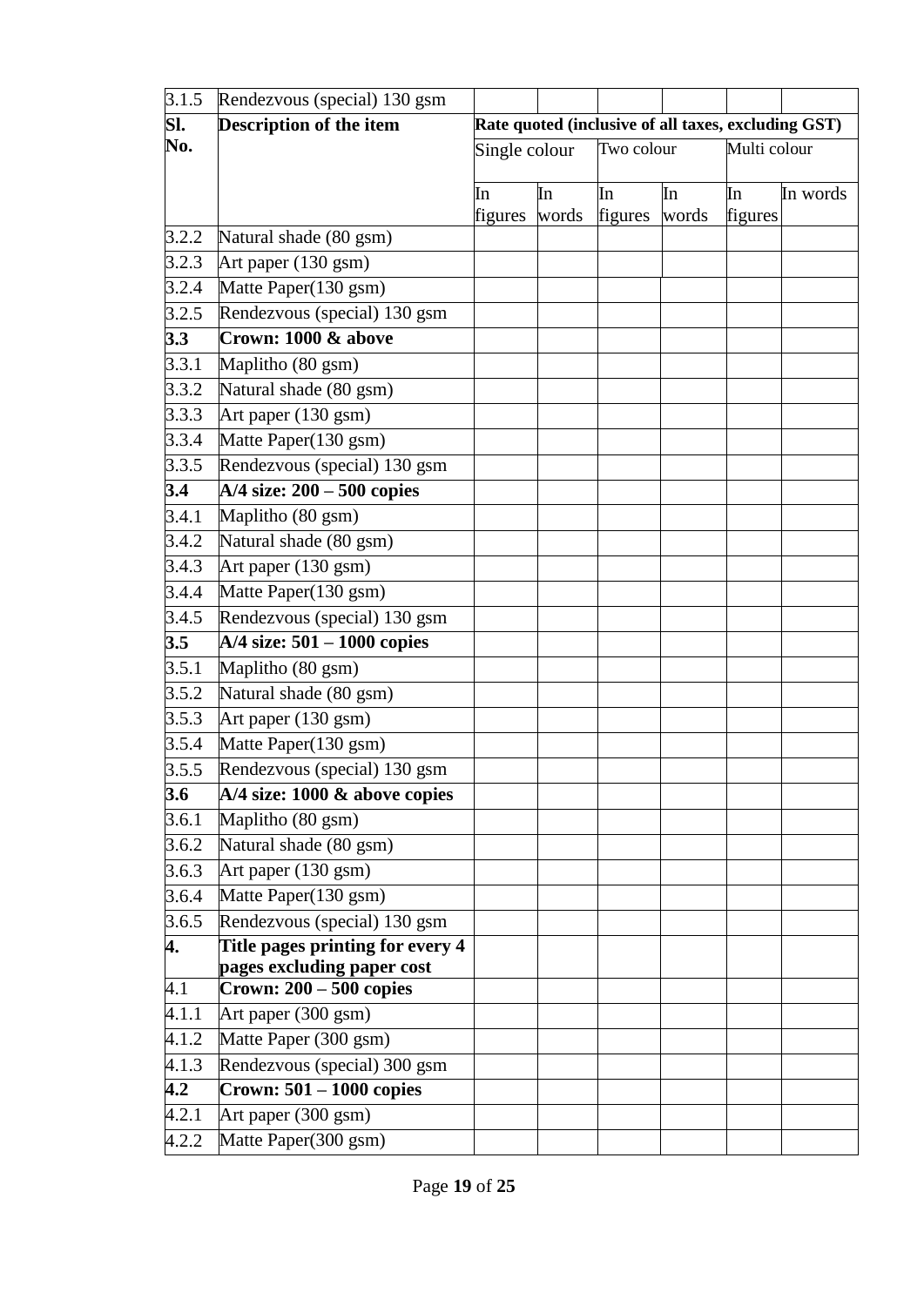| 3.1.5 | Rendezvous (special) 130 gsm | | | | | | |
|---|---|---|---|---|---|---|---|
| **Sl. No.** | **Description of the item** | **Rate quoted (inclusive of all taxes, excluding GST)** | | | | | |
| | | Single colour | | Two colour | | Multi colour | |
| | | In figures | In words | In figures | In words | In figures | In words |
| 3.2.2 | Natural shade (80 gsm) | | | | | | |
| 3.2.3 | Art paper (130 gsm) | | | | | | |
| 3.2.4 | Matte Paper(130 gsm) | | | | | | |
| 3.2.5 | Rendezvous (special) 130 gsm | | | | | | |
| **3.3** | **Crown: 1000 & above** | | | | | | |
| 3.3.1 | Maplitho (80 gsm) | | | | | | |
| 3.3.2 | Natural shade (80 gsm) | | | | | | |
| 3.3.3 | Art paper (130 gsm) | | | | | | |
| 3.3.4 | Matte Paper(130 gsm) | | | | | | |
| 3.3.5 | Rendezvous (special) 130 gsm | | | | | | |
| **3.4** | **A/4 size: 200 – 500 copies** | | | | | | |
| 3.4.1 | Maplitho (80 gsm) | | | | | | |
| 3.4.2 | Natural shade (80 gsm) | | | | | | |
| 3.4.3 | Art paper (130 gsm) | | | | | | |
| 3.4.4 | Matte Paper(130 gsm) | | | | | | |
| 3.4.5 | Rendezvous (special) 130 gsm | | | | | | |
| **3.5** | **A/4 size: 501 – 1000 copies** | | | | | | |
| 3.5.1 | Maplitho (80 gsm) | | | | | | |
| 3.5.2 | Natural shade (80 gsm) | | | | | | |
| 3.5.3 | Art paper (130 gsm) | | | | | | |
| 3.5.4 | Matte Paper(130 gsm) | | | | | | |
| 3.5.5 | Rendezvous (special) 130 gsm | | | | | | |
| **3.6** | **A/4 size: 1000 & above copies** | | | | | | |
| 3.6.1 | Maplitho (80 gsm) | | | | | | |
| 3.6.2 | Natural shade (80 gsm) | | | | | | |
| 3.6.3 | Art paper (130 gsm) | | | | | | |
| 3.6.4 | Matte Paper(130 gsm) | | | | | | |
| 3.6.5 | Rendezvous (special) 130 gsm | | | | | | |
| **4.** | **Title pages printing for every 4 pages excluding paper cost** | | | | | | |
| 4.1 | **Crown: 200 – 500 copies** | | | | | | |
| 4.1.1 | Art paper (300 gsm) | | | | | | |
| 4.1.2 | Matte Paper (300 gsm) | | | | | | |
| 4.1.3 | Rendezvous (special) 300 gsm | | | | | | |
| **4.2** | **Crown: 501 – 1000 copies** | | | | | | |
| 4.2.1 | Art paper (300 gsm) | | | | | | |
| 4.2.2 | Matte Paper(300 gsm) | | | | | | |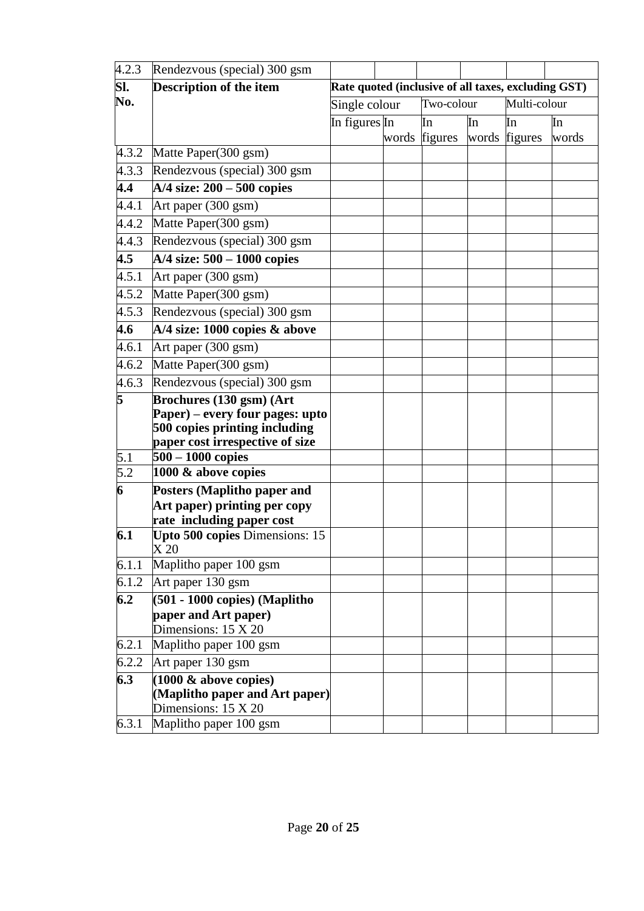| | | | | | | | |
|---|---|---|---|---|---|---|---|
| 4.2.3 | Rendezvous (special) 300 gsm | | | | | | |
| **Sl. No.** | **Description of the item** | **Rate quoted (inclusive of all taxes, excluding GST)** | | | | | |
| | | Single colour | | Two-colour | | Multi-colour | |
| | | In figures | In words | In figures | In words | In figures | In words |
| 4.3.2 | Matte Paper(300 gsm) | | | | | | |
| 4.3.3 | Rendezvous (special) 300 gsm | | | | | | |
| **4.4** | **A/4 size: 200 – 500 copies** | | | | | | |
| 4.4.1 | Art paper (300 gsm) | | | | | | |
| 4.4.2 | Matte Paper(300 gsm) | | | | | | |
| 4.4.3 | Rendezvous (special) 300 gsm | | | | | | |
| **4.5** | **A/4 size: 500 – 1000 copies** | | | | | | |
| 4.5.1 | Art paper (300 gsm) | | | | | | |
| 4.5.2 | Matte Paper(300 gsm) | | | | | | |
| 4.5.3 | Rendezvous (special) 300 gsm | | | | | | |
| **4.6** | **A/4 size: 1000 copies & above** | | | | | | |
| 4.6.1 | Art paper (300 gsm) | | | | | | |
| 4.6.2 | Matte Paper(300 gsm) | | | | | | |
| 4.6.3 | Rendezvous (special) 300 gsm | | | | | | |
| **5** | **Brochures (130 gsm) (Art Paper) – every four pages: upto 500 copies printing including paper cost irrespective of size** | | | | | | |
| 5.1 | **500 – 1000 copies** | | | | | | |
| 5.2 | **1000 & above copies** | | | | | | |
| **6** | **Posters (Maplitho paper and Art paper) printing per copy rate including paper cost** | | | | | | |
| **6.1** | **Upto 500 copies** Dimensions: 15 X 20 | | | | | | |
| 6.1.1 | Maplitho paper 100 gsm | | | | | | |
| 6.1.2 | Art paper 130 gsm | | | | | | |
| **6.2** | **(501 - 1000 copies) (Maplitho paper and Art paper)** Dimensions: 15 X 20 | | | | | | |
| 6.2.1 | Maplitho paper 100 gsm | | | | | | |
| 6.2.2 | Art paper 130 gsm | | | | | | |
| **6.3** | **(1000 & above copies) (Maplitho paper and Art paper)** Dimensions: 15 X 20 | | | | | | |
| 6.3.1 | Maplitho paper 100 gsm | | | | | | |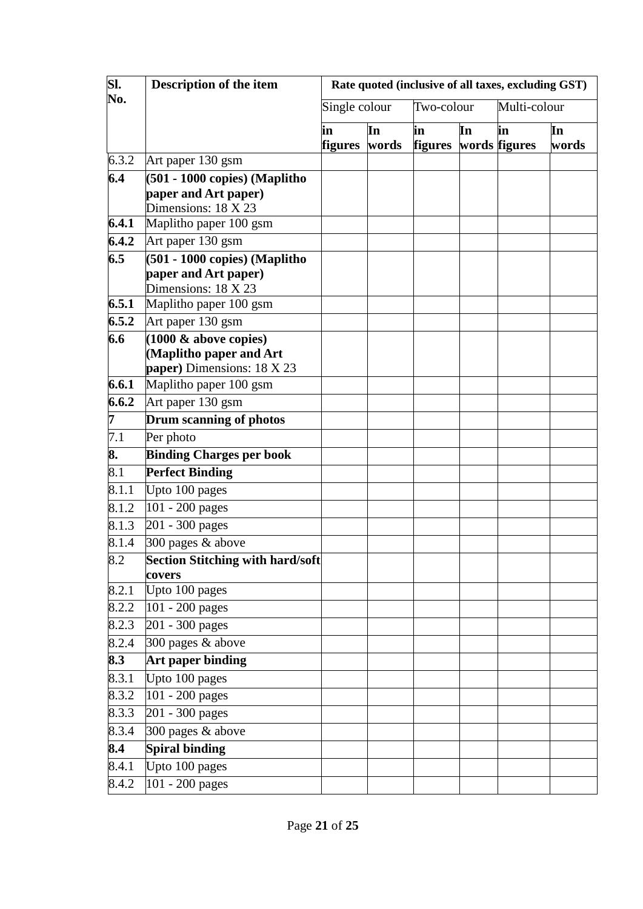| Sl. No. | Description of the item | Rate quoted (inclusive of all taxes, excluding GST) | | | | | |
|---|---|---|---|---|---|---|---|
| | | Single colour | | Two-colour | | Multi-colour | |
| | | **in figures** | **In words** | **in figures** | **In words** | **in figures** | **In words** |
| 6.3.2 | Art paper 130 gsm | | | | | | |
| **6.4** | **(501 - 1000 copies) (Maplitho paper and Art paper)** Dimensions: 18 X 23 | | | | | | |
| **6.4.1** | Maplitho paper 100 gsm | | | | | | |
| **6.4.2** | Art paper 130 gsm | | | | | | |
| **6.5** | **(501 - 1000 copies) (Maplitho paper and Art paper)** Dimensions: 18 X 23 | | | | | | |
| **6.5.1** | Maplitho paper 100 gsm | | | | | | |
| **6.5.2** | Art paper 130 gsm | | | | | | |
| **6.6** | **(1000 & above copies) (Maplitho paper and Art paper)** Dimensions: 18 X 23 | | | | | | |
| **6.6.1** | Maplitho paper 100 gsm | | | | | | |
| **6.6.2** | Art paper 130 gsm | | | | | | |
| **7** | **Drum scanning of photos** | | | | | | |
| 7.1 | Per photo | | | | | | |
| **8.** | **Binding Charges per book** | | | | | | |
| 8.1 | **Perfect Binding** | | | | | | |
| 8.1.1 | Upto 100 pages | | | | | | |
| 8.1.2 | 101 - 200 pages | | | | | | |
| 8.1.3 | 201 - 300 pages | | | | | | |
| 8.1.4 | 300 pages & above | | | | | | |
| 8.2 | **Section Stitching with hard/soft covers** | | | | | | |
| 8.2.1 | Upto 100 pages | | | | | | |
| 8.2.2 | 101 - 200 pages | | | | | | |
| 8.2.3 | 201 - 300 pages | | | | | | |
| 8.2.4 | 300 pages & above | | | | | | |
| **8.3** | **Art paper binding** | | | | | | |
| 8.3.1 | Upto 100 pages | | | | | | |
| 8.3.2 | 101 - 200 pages | | | | | | |
| 8.3.3 | 201 - 300 pages | | | | | | |
| 8.3.4 | 300 pages & above | | | | | | |
| **8.4** | **Spiral binding** | | | | | | |
| 8.4.1 | Upto 100 pages | | | | | | |
| 8.4.2 | 101 - 200 pages | | | | | | |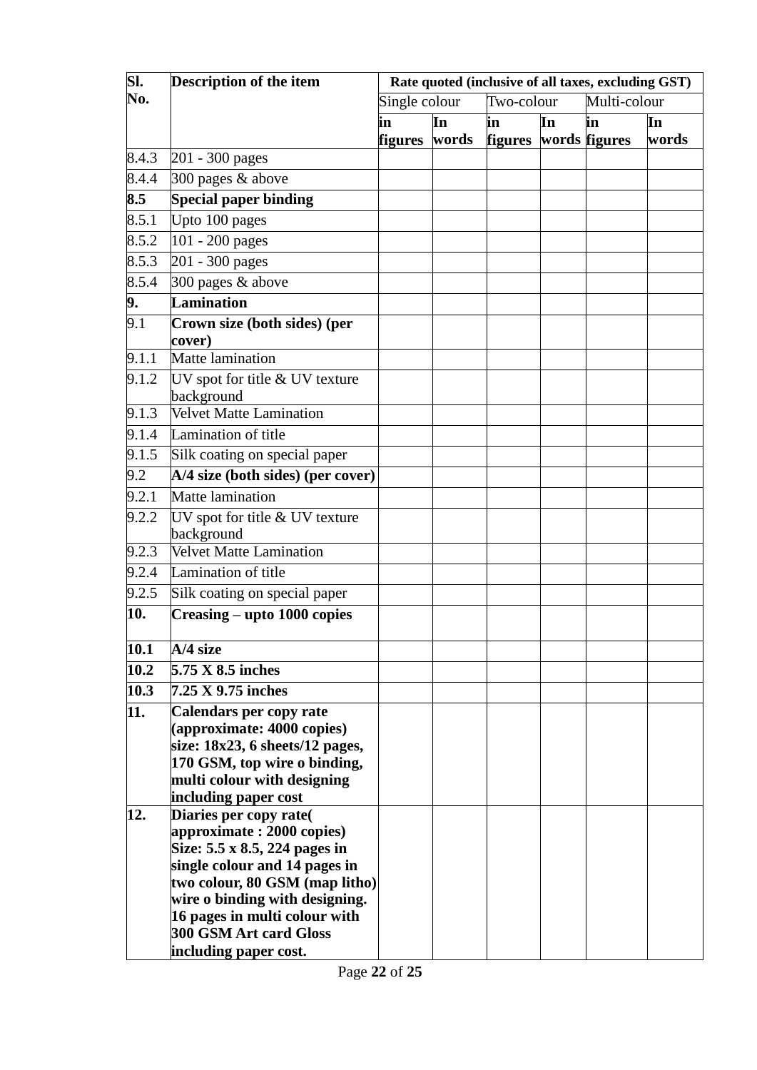| Sl. No. | Description of the item | Rate quoted (inclusive of all taxes, excluding GST) | | | | | |
|---|---|---|---|---|---|---|---|
| | | Single colour | | Two-colour | | Multi-colour | |
| | | in figures | In words | in figures | In words | in figures | In words |
| 8.4.3 | 201 - 300 pages | | | | | | |
| 8.4.4 | 300 pages & above | | | | | | |
| **8.5** | **Special paper binding** | | | | | | |
| 8.5.1 | Upto 100 pages | | | | | | |
| 8.5.2 | 101 - 200 pages | | | | | | |
| 8.5.3 | 201 - 300 pages | | | | | | |
| 8.5.4 | 300 pages & above | | | | | | |
| **9.** | **Lamination** | | | | | | |
| 9.1 | **Crown size (both sides) (per cover)** | | | | | | |
| 9.1.1 | Matte lamination | | | | | | |
| 9.1.2 | UV spot for title & UV texture background | | | | | | |
| 9.1.3 | Velvet Matte Lamination | | | | | | |
| 9.1.4 | Lamination of title | | | | | | |
| 9.1.5 | Silk coating on special paper | | | | | | |
| 9.2 | **A/4 size (both sides) (per cover)** | | | | | | |
| 9.2.1 | Matte lamination | | | | | | |
| 9.2.2 | UV spot for title & UV texture background | | | | | | |
| 9.2.3 | Velvet Matte Lamination | | | | | | |
| 9.2.4 | Lamination of title | | | | | | |
| 9.2.5 | Silk coating on special paper | | | | | | |
| **10.** | **Creasing – upto 1000 copies** | | | | | | |
| **10.1** | **A/4 size** | | | | | | |
| **10.2** | **5.75 X 8.5 inches** | | | | | | |
| **10.3** | **7.25 X 9.75 inches** | | | | | | |
| **11.** | **Calendars per copy rate (approximate: 4000 copies) size: 18x23, 6 sheets/12 pages, 170 GSM, top wire o binding, multi colour with designing including paper cost** | | | | | | |
| **12.** | **Diaries per copy rate( approximate : 2000 copies) Size: 5.5 x 8.5, 224 pages in single colour and 14 pages in two colour, 80 GSM (map litho) wire o binding with designing. 16 pages in multi colour with 300 GSM Art card Gloss including paper cost.** | | | | | | |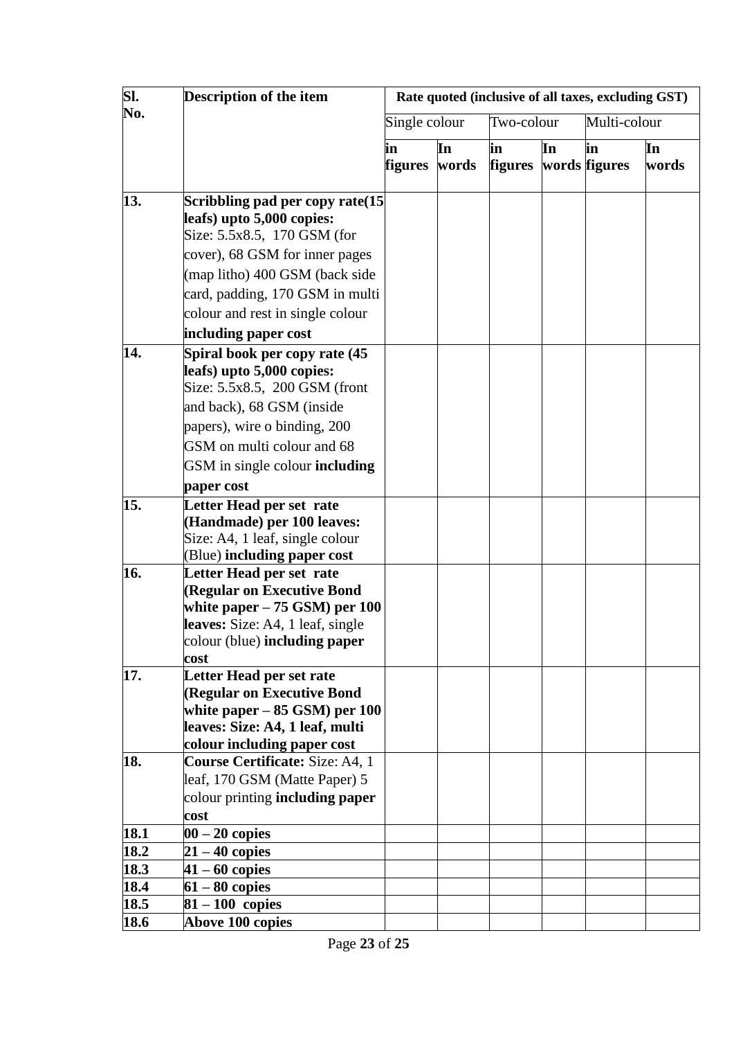| Sl. No. | Description of the item | Rate quoted (inclusive of all taxes, excluding GST) | | | | | |
|---|---|---|---|---|---|---|---|
| | | Single colour | | Two-colour | | Multi-colour | |
| | | in figures | In words | in figures | In words | in figures | In words |
| **13.** | **Scribbling pad per copy rate(15 leafs) upto 5,000 copies:** Size: 5.5x8.5, 170 GSM (for cover), 68 GSM for inner pages (map litho) 400 GSM (back side card, padding, 170 GSM in multi colour and rest in single colour **including paper cost** | | | | | | |
| **14.** | **Spiral book per copy rate (45 leafs) upto 5,000 copies:** Size: 5.5x8.5, 200 GSM (front and back), 68 GSM (inside papers), wire o binding, 200 GSM on multi colour and 68 GSM in single colour **including paper cost** | | | | | | |
| **15.** | **Letter Head per set rate (Handmade) per 100 leaves:** Size: A4, 1 leaf, single colour (Blue) **including paper cost** | | | | | | |
| **16.** | **Letter Head per set rate (Regular on Executive Bond white paper – 75 GSM) per 100 leaves:** Size: A4, 1 leaf, single colour (blue) **including paper cost** | | | | | | |
| **17.** | **Letter Head per set rate (Regular on Executive Bond white paper – 85 GSM) per 100 leaves: Size: A4, 1 leaf, multi colour including paper cost** | | | | | | |
| **18.** | **Course Certificate:** Size: A4, 1 leaf, 170 GSM (Matte Paper) 5 colour printing **including paper cost** | | | | | | |
| **18.1** | **00 – 20 copies** | | | | | | |
| **18.2** | **21 – 40 copies** | | | | | | |
| **18.3** | **41 – 60 copies** | | | | | | |
| **18.4** | **61 – 80 copies** | | | | | | |
| **18.5** | **81 – 100 copies** | | | | | | |
| **18.6** | **Above 100 copies** | | | | | | |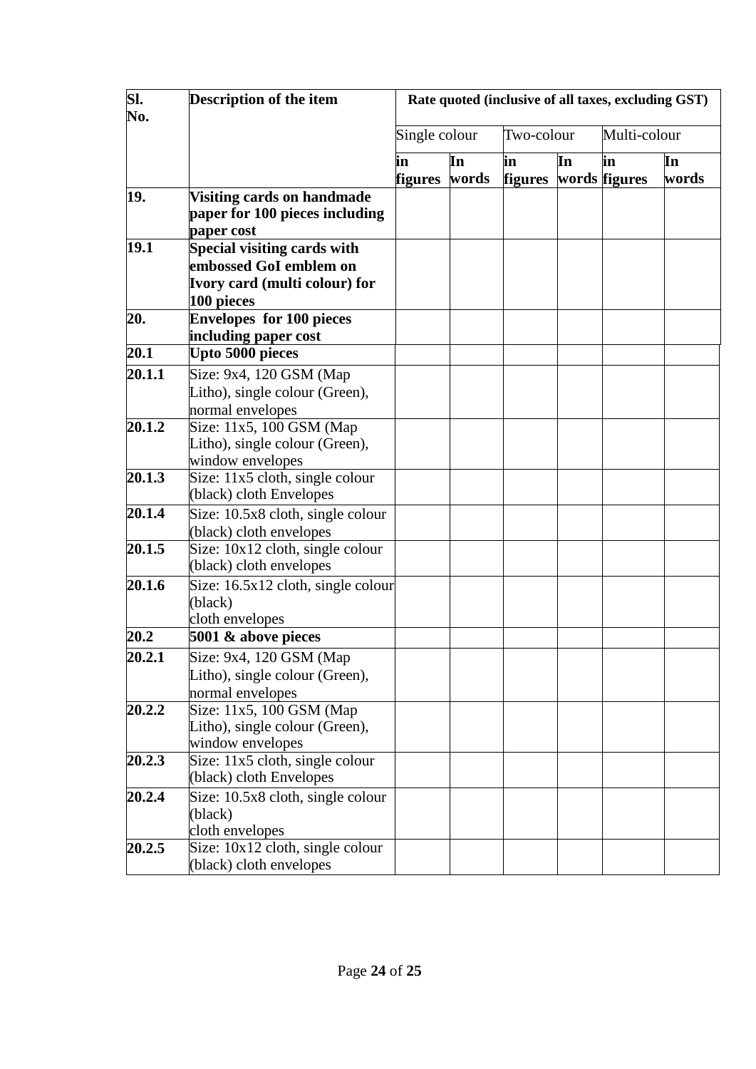| Sl. No. | Description of the item | Rate quoted (inclusive of all taxes, excluding GST) | | | | | |
|---|---|---|---|---|---|---|---|
| | | Single colour | | Two-colour | | Multi-colour | |
| | | in figures | In words | in figures | In words | in figures | In words |
| **19.** | **Visiting cards on handmade paper for 100 pieces including paper cost** | | | | | | |
| **19.1** | **Special visiting cards with embossed GoI emblem on Ivory card (multi colour) for 100 pieces** | | | | | | |
| **20.** | **Envelopes for 100 pieces including paper cost** | | | | | | |
| **20.1** | **Upto 5000 pieces** | | | | | | |
| **20.1.1** | Size: 9x4, 120 GSM (Map Litho), single colour (Green), normal envelopes | | | | | | |
| **20.1.2** | Size: 11x5, 100 GSM (Map Litho), single colour (Green), window envelopes | | | | | | |
| **20.1.3** | Size: 11x5 cloth, single colour (black) cloth Envelopes | | | | | | |
| **20.1.4** | Size: 10.5x8 cloth, single colour (black) cloth envelopes | | | | | | |
| **20.1.5** | Size: 10x12 cloth, single colour (black) cloth envelopes | | | | | | |
| **20.1.6** | Size: 16.5x12 cloth, single colour (black) cloth envelopes | | | | | | |
| **20.2** | **5001 & above pieces** | | | | | | |
| **20.2.1** | Size: 9x4, 120 GSM (Map Litho), single colour (Green), normal envelopes | | | | | | |
| **20.2.2** | Size: 11x5, 100 GSM (Map Litho), single colour (Green), window envelopes | | | | | | |
| **20.2.3** | Size: 11x5 cloth, single colour (black) cloth Envelopes | | | | | | |
| **20.2.4** | Size: 10.5x8 cloth, single colour (black) cloth envelopes | | | | | | |
| **20.2.5** | Size: 10x12 cloth, single colour (black) cloth envelopes | | | | | | |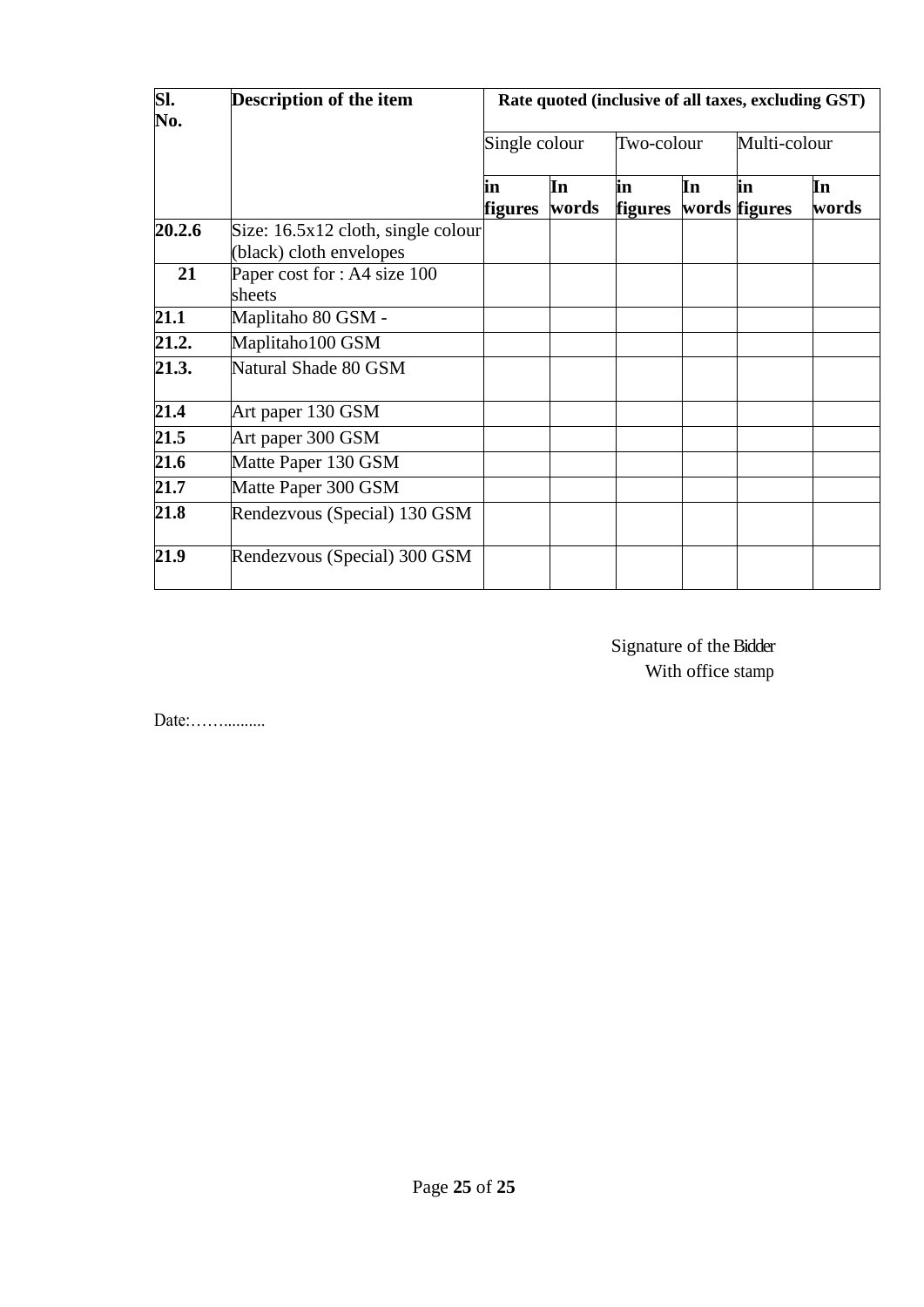| Sl. No. | Description of the item | Rate quoted (inclusive of all taxes, excluding GST) | | | | | |
|---|---|---|---|---|---|---|---|
| | | Single colour | | Two-colour | | Multi-colour | |
| | | **in figures** | **In words** | **in figures** | **In words** | **in figures** | **In words** |
| **20.2.6** | Size: 16.5x12 cloth, single colour (black) cloth envelopes | | | | | | |
| **21** | Paper cost for : A4 size 100 sheets | | | | | | |
| **21.1** | Maplitaho 80 GSM - | | | | | | |
| **21.2.** | Maplitaho100 GSM | | | | | | |
| **21.3.** | Natural Shade 80 GSM | | | | | | |
| **21.4** | Art paper 130 GSM | | | | | | |
| **21.5** | Art paper 300 GSM | | | | | | |
| **21.6** | Matte Paper 130 GSM | | | | | | |
| **21.7** | Matte Paper 300 GSM | | | | | | |
| **21.8** | Rendezvous (Special) 130 GSM | | | | | | |
| **21.9** | Rendezvous (Special) 300 GSM | | | | | | |

Signature of the Bidder
With office stamp

Date:……..........